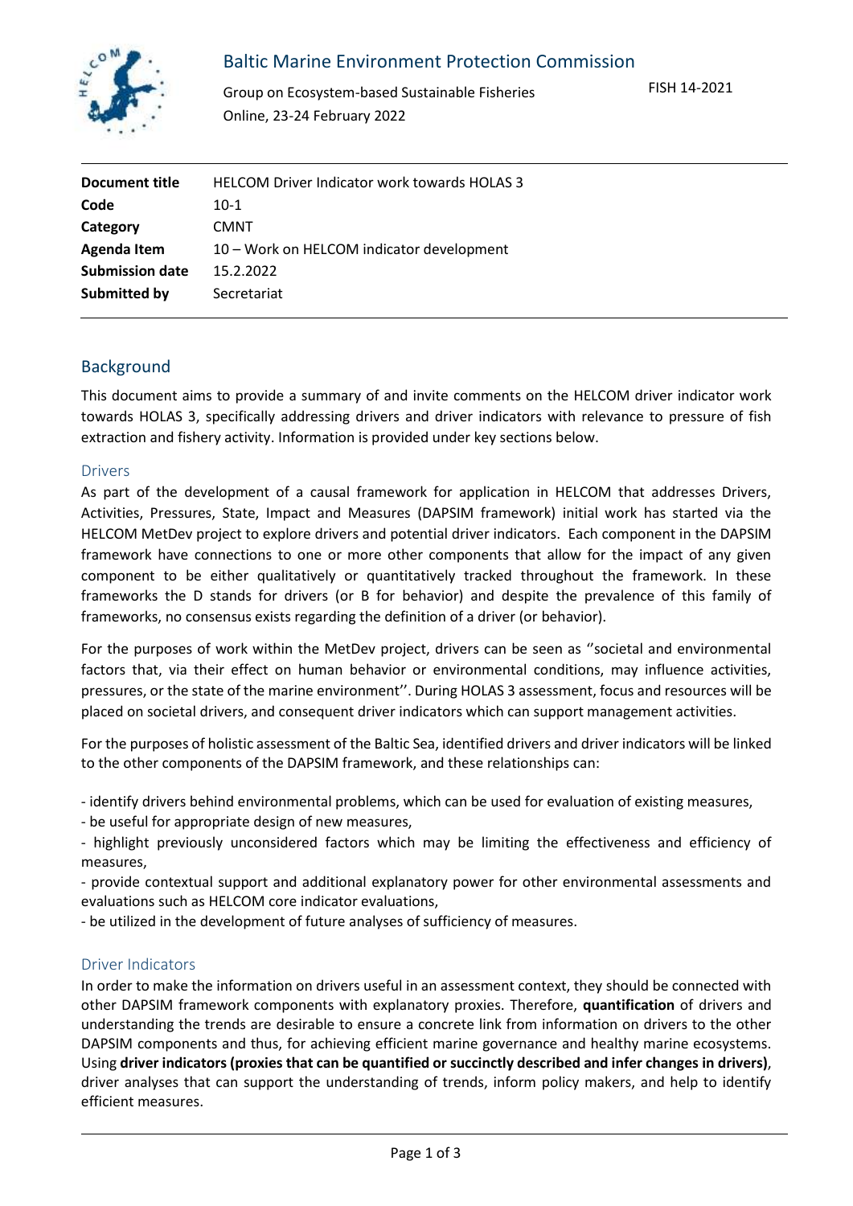Baltic Marine Environment Protection Commission

Group on Ecosystem-based Sustainable Fisheries
Online, 23-24 February 2022

FISH 14-2021

| **Document title** | HELCOM Driver Indicator work towards HOLAS 3 |
|---|---|
| **Code** | 10-1 |
| **Category** | CMNT |
| **Agenda Item** | 10 – Work on HELCOM indicator development |
| **Submission date** | 15.2.2022 |
| **Submitted by** | Secretariat |

## Background

This document aims to provide a summary of and invite comments on the HELCOM driver indicator work towards HOLAS 3, specifically addressing drivers and driver indicators with relevance to pressure of fish extraction and fishery activity. Information is provided under key sections below.

### Drivers

As part of the development of a causal framework for application in HELCOM that addresses Drivers, Activities, Pressures, State, Impact and Measures (DAPSIM framework) initial work has started via the HELCOM MetDev project to explore drivers and potential driver indicators. Each component in the DAPSIM framework have connections to one or more other components that allow for the impact of any given component to be either qualitatively or quantitatively tracked throughout the framework. In these frameworks the D stands for drivers (or B for behavior) and despite the prevalence of this family of frameworks, no consensus exists regarding the definition of a driver (or behavior).

For the purposes of work within the MetDev project, drivers can be seen as ''societal and environmental factors that, via their effect on human behavior or environmental conditions, may influence activities, pressures, or the state of the marine environment''. During HOLAS 3 assessment, focus and resources will be placed on societal drivers, and consequent driver indicators which can support management activities.

For the purposes of holistic assessment of the Baltic Sea, identified drivers and driver indicators will be linked to the other components of the DAPSIM framework, and these relationships can:

- identify drivers behind environmental problems, which can be used for evaluation of existing measures,
- be useful for appropriate design of new measures,
- highlight previously unconsidered factors which may be limiting the effectiveness and efficiency of measures,
- provide contextual support and additional explanatory power for other environmental assessments and evaluations such as HELCOM core indicator evaluations,
- be utilized in the development of future analyses of sufficiency of measures.

### Driver Indicators

In order to make the information on drivers useful in an assessment context, they should be connected with other DAPSIM framework components with explanatory proxies. Therefore, **quantification** of drivers and understanding the trends are desirable to ensure a concrete link from information on drivers to the other DAPSIM components and thus, for achieving efficient marine governance and healthy marine ecosystems. Using **driver indicators (proxies that can be quantified or succinctly described and infer changes in drivers)**, driver analyses that can support the understanding of trends, inform policy makers, and help to identify efficient measures.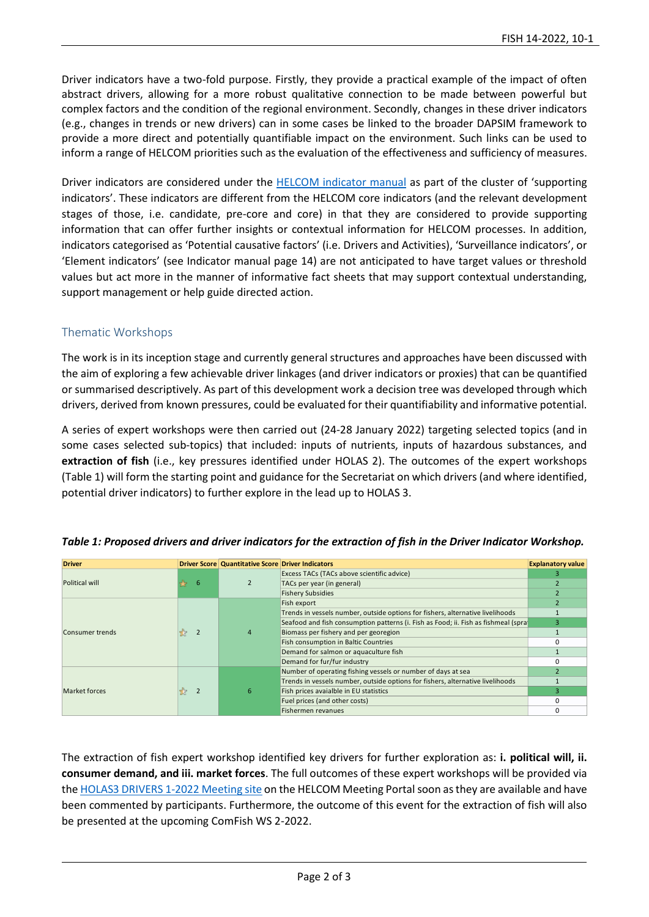Driver indicators have a two-fold purpose. Firstly, they provide a practical example of the impact of often abstract drivers, allowing for a more robust qualitative connection to be made between powerful but complex factors and the condition of the regional environment. Secondly, changes in these driver indicators (e.g., changes in trends or new drivers) can in some cases be linked to the broader DAPSIM framework to provide a more direct and potentially quantifiable impact on the environment. Such links can be used to inform a range of HELCOM priorities such as the evaluation of the effectiveness and sufficiency of measures.

Driver indicators are considered under the HELCOM indicator manual as part of the cluster of 'supporting indicators'. These indicators are different from the HELCOM core indicators (and the relevant development stages of those, i.e. candidate, pre-core and core) in that they are considered to provide supporting information that can offer further insights or contextual information for HELCOM processes. In addition, indicators categorised as 'Potential causative factors' (i.e. Drivers and Activities), 'Surveillance indicators', or 'Element indicators' (see Indicator manual page 14) are not anticipated to have target values or threshold values but act more in the manner of informative fact sheets that may support contextual understanding, support management or help guide directed action.

## Thematic Workshops

The work is in its inception stage and currently general structures and approaches have been discussed with the aim of exploring a few achievable driver linkages (and driver indicators or proxies) that can be quantified or summarised descriptively. As part of this development work a decision tree was developed through which drivers, derived from known pressures, could be evaluated for their quantifiability and informative potential.

A series of expert workshops were then carried out (24-28 January 2022) targeting selected topics (and in some cases selected sub-topics) that included: inputs of nutrients, inputs of hazardous substances, and **extraction of fish** (i.e., key pressures identified under HOLAS 2). The outcomes of the expert workshops (Table 1) will form the starting point and guidance for the Secretariat on which drivers (and where identified, potential driver indicators) to further explore in the lead up to HOLAS 3.

***Table 1: Proposed drivers and driver indicators for the extraction of fish in the Driver Indicator Workshop.***

| Driver | Driver Score | Quantitative Score | Driver Indicators | Explanatory value |
|---|---|---|---|---|
| Political will | 6 | 2 | Excess TACs (TACs above scientific advice) | 3 |
| | | | TACs per year (in general) | 2 |
| | | | Fishery Subsidies | 2 |
| Consumer trends | 2 | 4 | Fish export | 2 |
| | | | Trends in vessels number, outside options for fishers, alternative livelihoods | 1 |
| | | | Seafood and fish consumption patterns (i. Fish as Food; ii. Fish as fishmeal (spra | 3 |
| | | | Biomass per fishery and per georegion | 1 |
| | | | Fish consumption in Baltic Countries | 0 |
| | | | Demand for salmon or aquaculture fish | 1 |
| | | | Demand for fur/fur industry | 0 |
| Market forces | 2 | 6 | Number of operating fishing vessels or number of days at sea | 2 |
| | | | Trends in vessels number, outside options for fishers, alternative livelihoods | 1 |
| | | | Fish prices avaialble in EU statistics | 3 |
| | | | Fuel prices (and other costs) | 0 |
| | | | Fishermen revanues | 0 |

The extraction of fish expert workshop identified key drivers for further exploration as: **i. political will, ii. consumer demand, and iii. market forces**. The full outcomes of these expert workshops will be provided via the HOLAS3 DRIVERS 1-2022 Meeting site on the HELCOM Meeting Portal soon as they are available and have been commented by participants. Furthermore, the outcome of this event for the extraction of fish will also be presented at the upcoming ComFish WS 2-2022.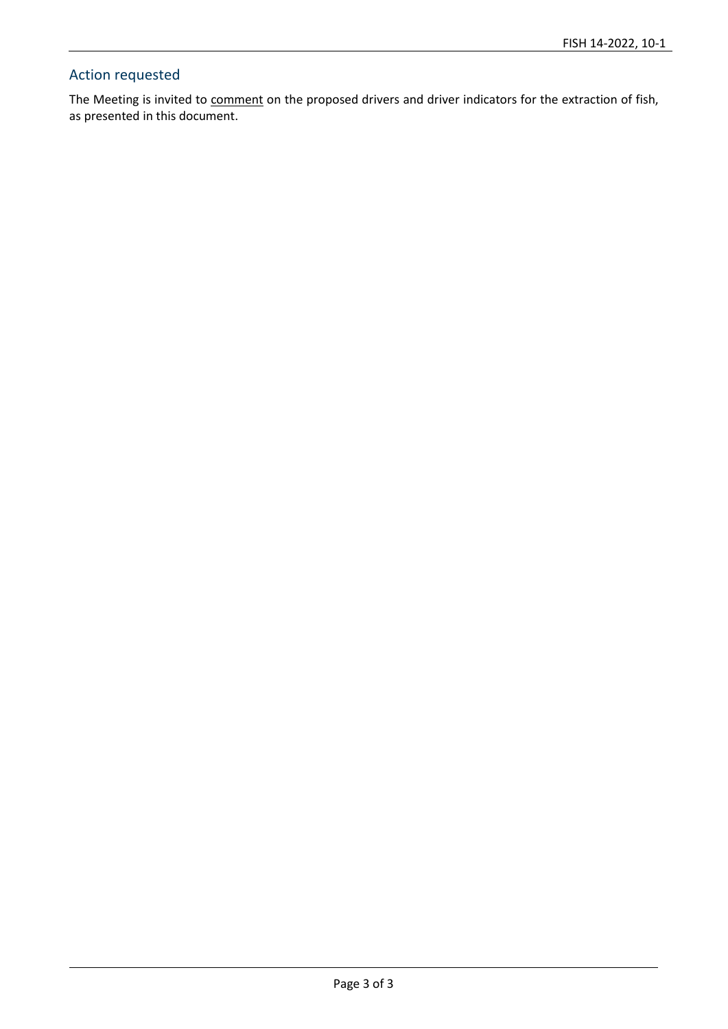## Action requested

The Meeting is invited to <u>comment</u> on the proposed drivers and driver indicators for the extraction of fish, as presented in this document.